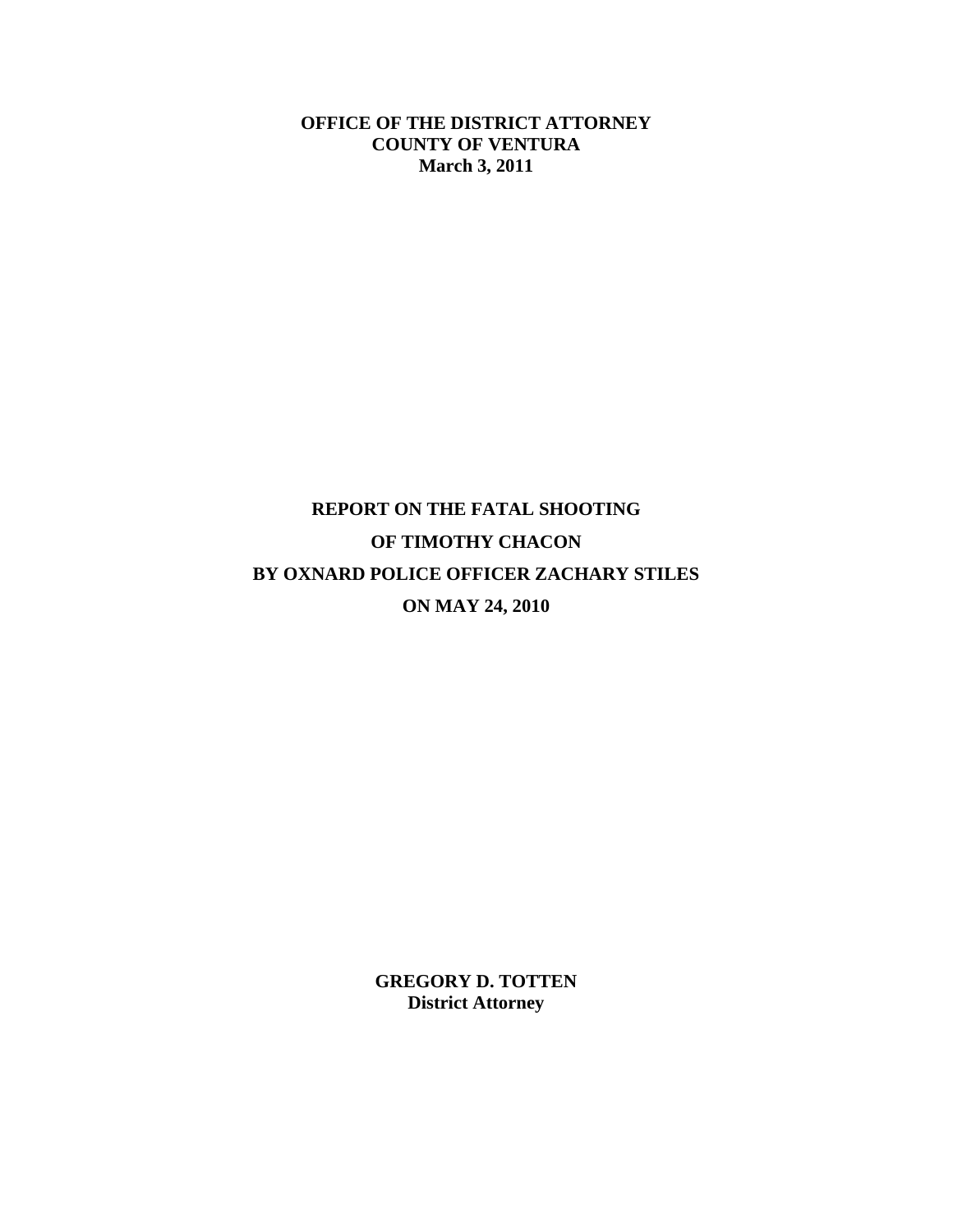**OFFICE OF THE DISTRICT ATTORNEY**
**COUNTY OF VENTURA**
**March 3, 2011**

# REPORT ON THE FATAL SHOOTING OF TIMOTHY CHACON BY OXNARD POLICE OFFICER ZACHARY STILES ON MAY 24, 2010

**GREGORY D. TOTTEN**
**District Attorney**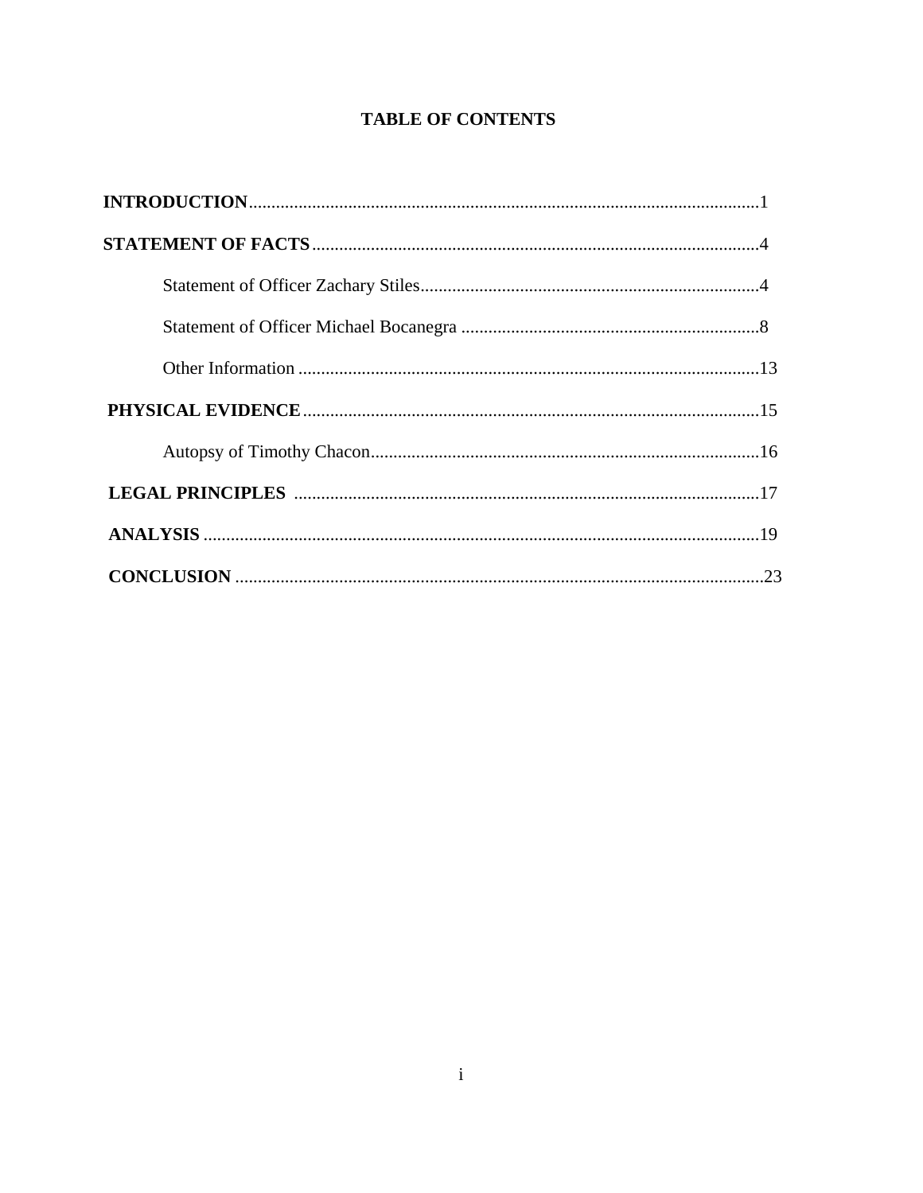# TABLE OF CONTENTS

**INTRODUCTION** ........................................................................................................1

**STATEMENT OF FACTS** ..........................................................................................4

Statement of Officer Zachary Stiles...........................................................................4

Statement of Officer Michael Bocanegra ..................................................................8

Other Information ......................................................................................................13

**PHYSICAL EVIDENCE** ..........................................................................................15

Autopsy of Timothy Chacon.......................................................................................16

**LEGAL PRINCIPLES** ..............................................................................................17

**ANALYSIS** ................................................................................................................19

**CONCLUSION** ..........................................................................................................23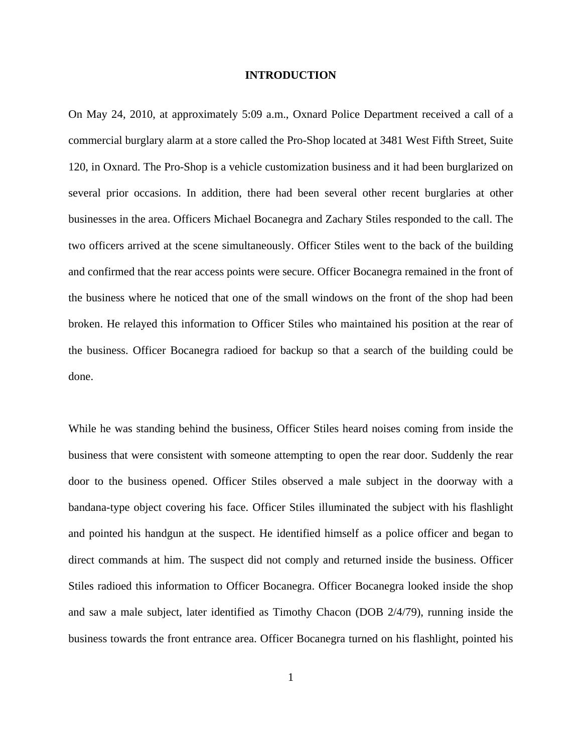# INTRODUCTION

On May 24, 2010, at approximately 5:09 a.m., Oxnard Police Department received a call of a commercial burglary alarm at a store called the Pro-Shop located at 3481 West Fifth Street, Suite 120, in Oxnard. The Pro-Shop is a vehicle customization business and it had been burglarized on several prior occasions. In addition, there had been several other recent burglaries at other businesses in the area. Officers Michael Bocanegra and Zachary Stiles responded to the call. The two officers arrived at the scene simultaneously. Officer Stiles went to the back of the building and confirmed that the rear access points were secure. Officer Bocanegra remained in the front of the business where he noticed that one of the small windows on the front of the shop had been broken. He relayed this information to Officer Stiles who maintained his position at the rear of the business. Officer Bocanegra radioed for backup so that a search of the building could be done.

While he was standing behind the business, Officer Stiles heard noises coming from inside the business that were consistent with someone attempting to open the rear door. Suddenly the rear door to the business opened. Officer Stiles observed a male subject in the doorway with a bandana-type object covering his face. Officer Stiles illuminated the subject with his flashlight and pointed his handgun at the suspect. He identified himself as a police officer and began to direct commands at him. The suspect did not comply and returned inside the business. Officer Stiles radioed this information to Officer Bocanegra. Officer Bocanegra looked inside the shop and saw a male subject, later identified as Timothy Chacon (DOB 2/4/79), running inside the business towards the front entrance area. Officer Bocanegra turned on his flashlight, pointed his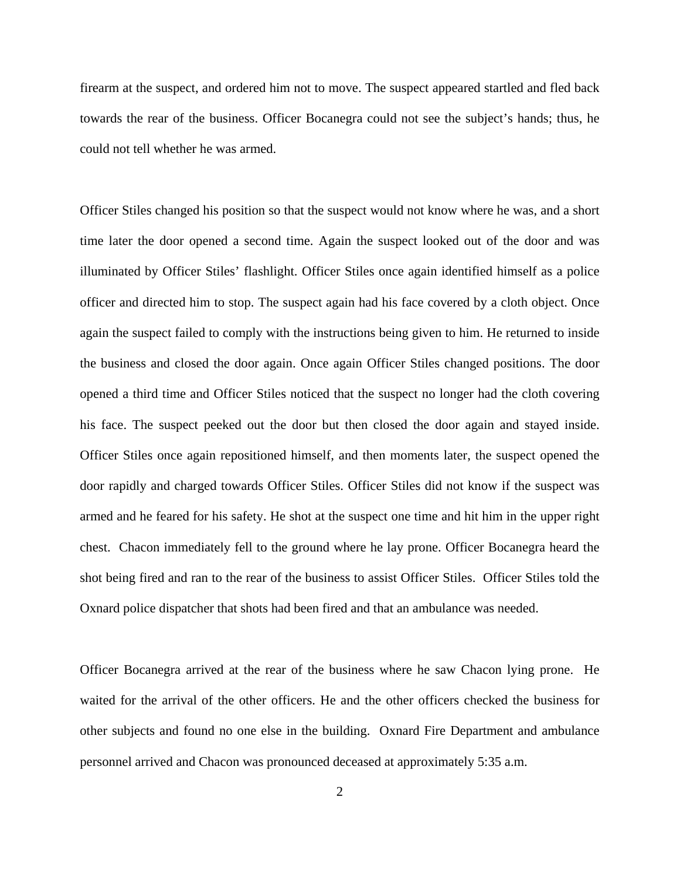firearm at the suspect, and ordered him not to move. The suspect appeared startled and fled back towards the rear of the business. Officer Bocanegra could not see the subject's hands; thus, he could not tell whether he was armed.

Officer Stiles changed his position so that the suspect would not know where he was, and a short time later the door opened a second time. Again the suspect looked out of the door and was illuminated by Officer Stiles' flashlight. Officer Stiles once again identified himself as a police officer and directed him to stop. The suspect again had his face covered by a cloth object. Once again the suspect failed to comply with the instructions being given to him. He returned to inside the business and closed the door again. Once again Officer Stiles changed positions. The door opened a third time and Officer Stiles noticed that the suspect no longer had the cloth covering his face. The suspect peeked out the door but then closed the door again and stayed inside. Officer Stiles once again repositioned himself, and then moments later, the suspect opened the door rapidly and charged towards Officer Stiles. Officer Stiles did not know if the suspect was armed and he feared for his safety. He shot at the suspect one time and hit him in the upper right chest. Chacon immediately fell to the ground where he lay prone. Officer Bocanegra heard the shot being fired and ran to the rear of the business to assist Officer Stiles. Officer Stiles told the Oxnard police dispatcher that shots had been fired and that an ambulance was needed.

Officer Bocanegra arrived at the rear of the business where he saw Chacon lying prone. He waited for the arrival of the other officers. He and the other officers checked the business for other subjects and found no one else in the building. Oxnard Fire Department and ambulance personnel arrived and Chacon was pronounced deceased at approximately 5:35 a.m.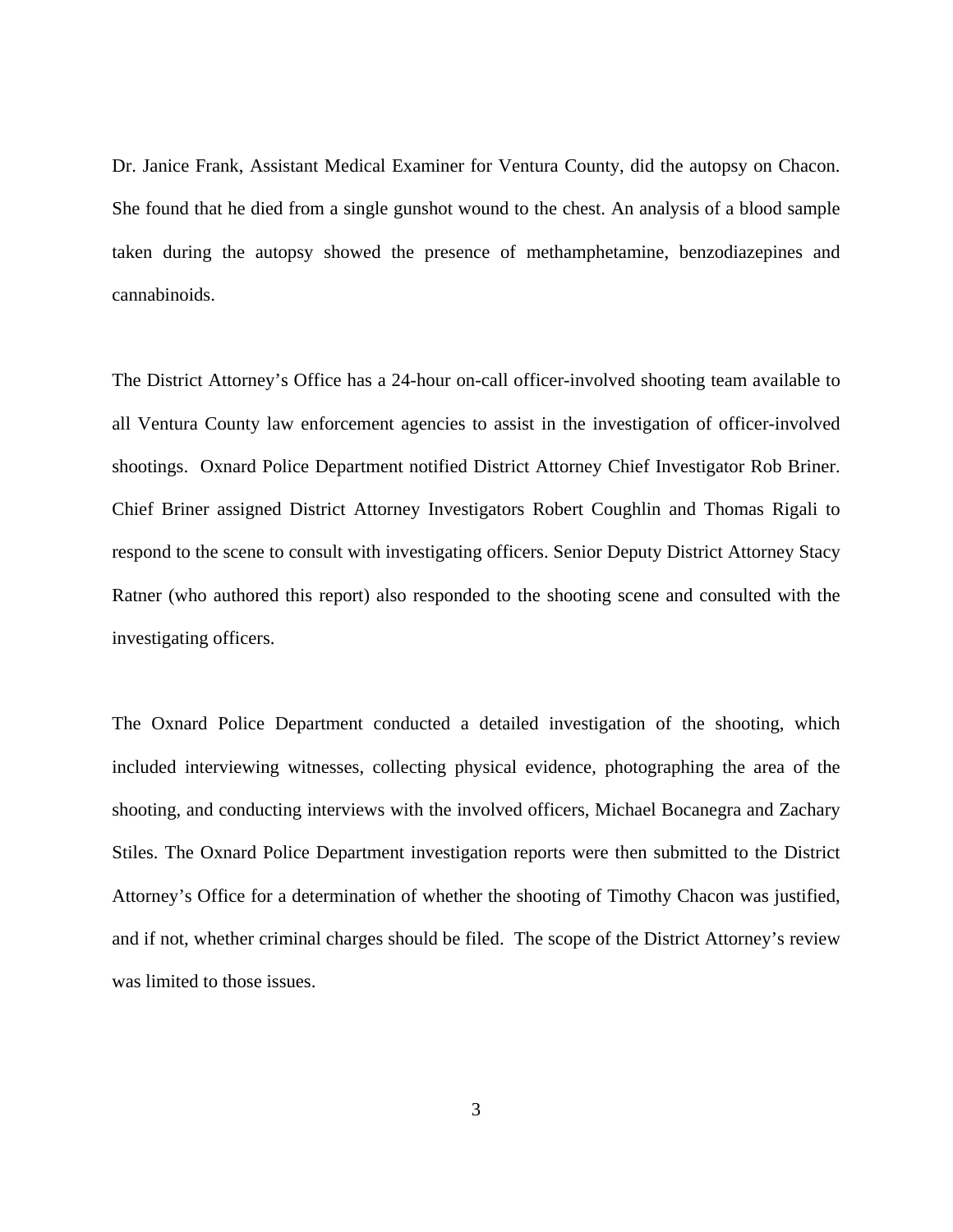Dr. Janice Frank, Assistant Medical Examiner for Ventura County, did the autopsy on Chacon. She found that he died from a single gunshot wound to the chest. An analysis of a blood sample taken during the autopsy showed the presence of methamphetamine, benzodiazepines and cannabinoids.

The District Attorney's Office has a 24-hour on-call officer-involved shooting team available to all Ventura County law enforcement agencies to assist in the investigation of officer-involved shootings. Oxnard Police Department notified District Attorney Chief Investigator Rob Briner. Chief Briner assigned District Attorney Investigators Robert Coughlin and Thomas Rigali to respond to the scene to consult with investigating officers. Senior Deputy District Attorney Stacy Ratner (who authored this report) also responded to the shooting scene and consulted with the investigating officers.

The Oxnard Police Department conducted a detailed investigation of the shooting, which included interviewing witnesses, collecting physical evidence, photographing the area of the shooting, and conducting interviews with the involved officers, Michael Bocanegra and Zachary Stiles. The Oxnard Police Department investigation reports were then submitted to the District Attorney's Office for a determination of whether the shooting of Timothy Chacon was justified, and if not, whether criminal charges should be filed. The scope of the District Attorney's review was limited to those issues.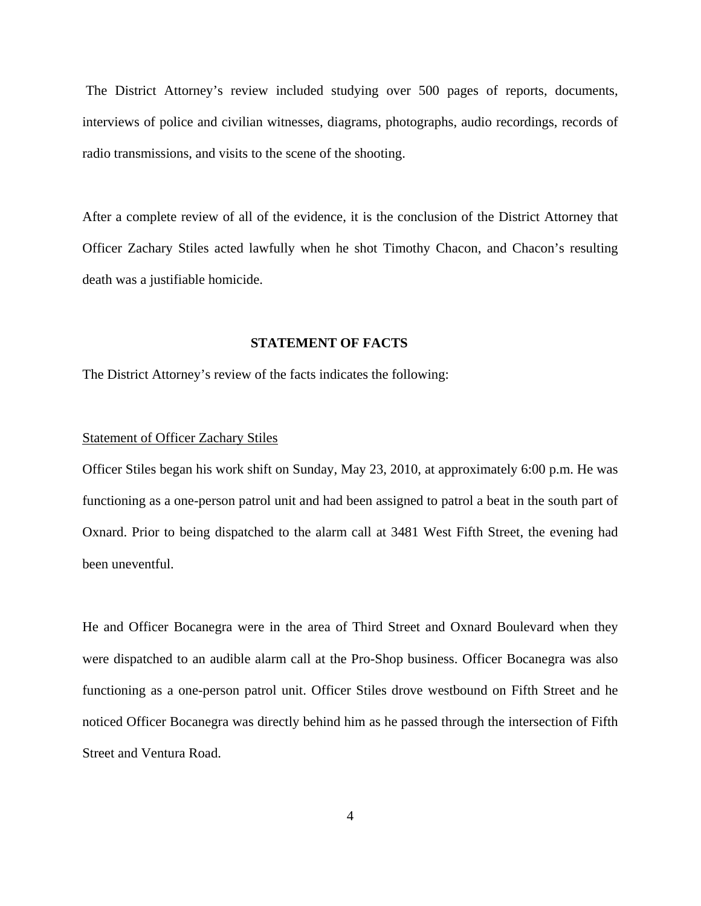The District Attorney's review included studying over 500 pages of reports, documents, interviews of police and civilian witnesses, diagrams, photographs, audio recordings, records of radio transmissions, and visits to the scene of the shooting.

After a complete review of all of the evidence, it is the conclusion of the District Attorney that Officer Zachary Stiles acted lawfully when he shot Timothy Chacon, and Chacon's resulting death was a justifiable homicide.

## STATEMENT OF FACTS

The District Attorney's review of the facts indicates the following:

### Statement of Officer Zachary Stiles

Officer Stiles began his work shift on Sunday, May 23, 2010, at approximately 6:00 p.m. He was functioning as a one-person patrol unit and had been assigned to patrol a beat in the south part of Oxnard. Prior to being dispatched to the alarm call at 3481 West Fifth Street, the evening had been uneventful.

He and Officer Bocanegra were in the area of Third Street and Oxnard Boulevard when they were dispatched to an audible alarm call at the Pro-Shop business. Officer Bocanegra was also functioning as a one-person patrol unit. Officer Stiles drove westbound on Fifth Street and he noticed Officer Bocanegra was directly behind him as he passed through the intersection of Fifth Street and Ventura Road.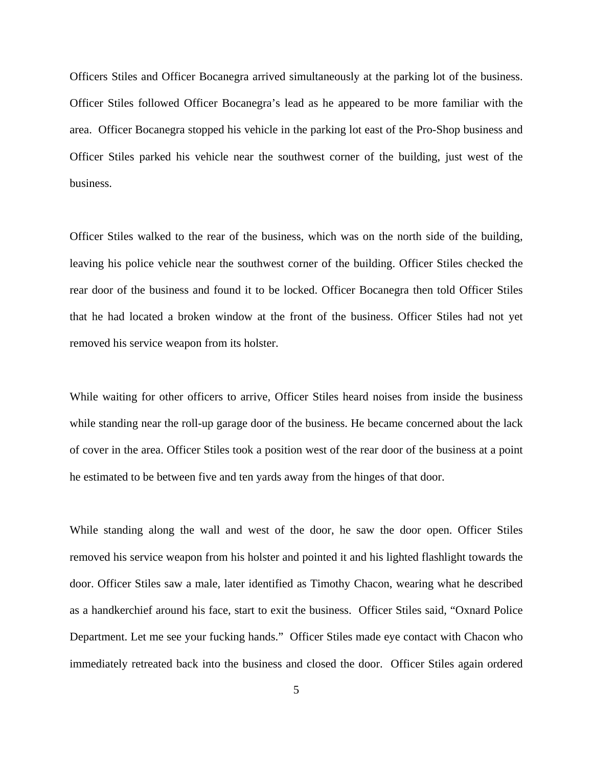Officers Stiles and Officer Bocanegra arrived simultaneously at the parking lot of the business. Officer Stiles followed Officer Bocanegra's lead as he appeared to be more familiar with the area. Officer Bocanegra stopped his vehicle in the parking lot east of the Pro-Shop business and Officer Stiles parked his vehicle near the southwest corner of the building, just west of the business.

Officer Stiles walked to the rear of the business, which was on the north side of the building, leaving his police vehicle near the southwest corner of the building. Officer Stiles checked the rear door of the business and found it to be locked. Officer Bocanegra then told Officer Stiles that he had located a broken window at the front of the business. Officer Stiles had not yet removed his service weapon from its holster.

While waiting for other officers to arrive, Officer Stiles heard noises from inside the business while standing near the roll-up garage door of the business. He became concerned about the lack of cover in the area. Officer Stiles took a position west of the rear door of the business at a point he estimated to be between five and ten yards away from the hinges of that door.

While standing along the wall and west of the door, he saw the door open. Officer Stiles removed his service weapon from his holster and pointed it and his lighted flashlight towards the door. Officer Stiles saw a male, later identified as Timothy Chacon, wearing what he described as a handkerchief around his face, start to exit the business. Officer Stiles said, "Oxnard Police Department. Let me see your fucking hands." Officer Stiles made eye contact with Chacon who immediately retreated back into the business and closed the door. Officer Stiles again ordered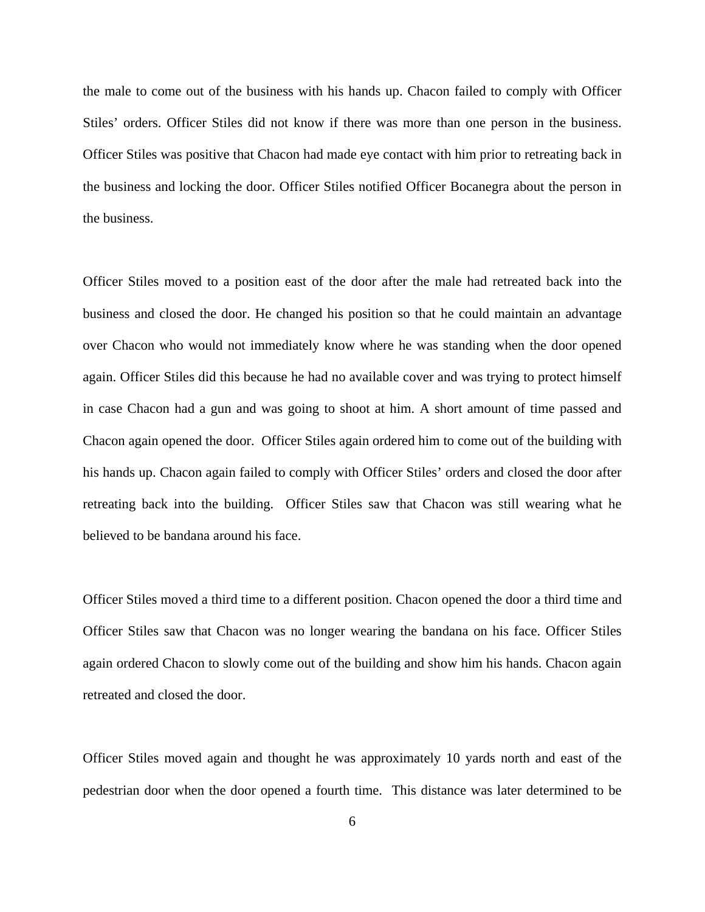the male to come out of the business with his hands up. Chacon failed to comply with Officer Stiles' orders. Officer Stiles did not know if there was more than one person in the business. Officer Stiles was positive that Chacon had made eye contact with him prior to retreating back in the business and locking the door. Officer Stiles notified Officer Bocanegra about the person in the business.

Officer Stiles moved to a position east of the door after the male had retreated back into the business and closed the door. He changed his position so that he could maintain an advantage over Chacon who would not immediately know where he was standing when the door opened again. Officer Stiles did this because he had no available cover and was trying to protect himself in case Chacon had a gun and was going to shoot at him. A short amount of time passed and Chacon again opened the door. Officer Stiles again ordered him to come out of the building with his hands up. Chacon again failed to comply with Officer Stiles' orders and closed the door after retreating back into the building. Officer Stiles saw that Chacon was still wearing what he believed to be bandana around his face.

Officer Stiles moved a third time to a different position. Chacon opened the door a third time and Officer Stiles saw that Chacon was no longer wearing the bandana on his face. Officer Stiles again ordered Chacon to slowly come out of the building and show him his hands. Chacon again retreated and closed the door.

Officer Stiles moved again and thought he was approximately 10 yards north and east of the pedestrian door when the door opened a fourth time. This distance was later determined to be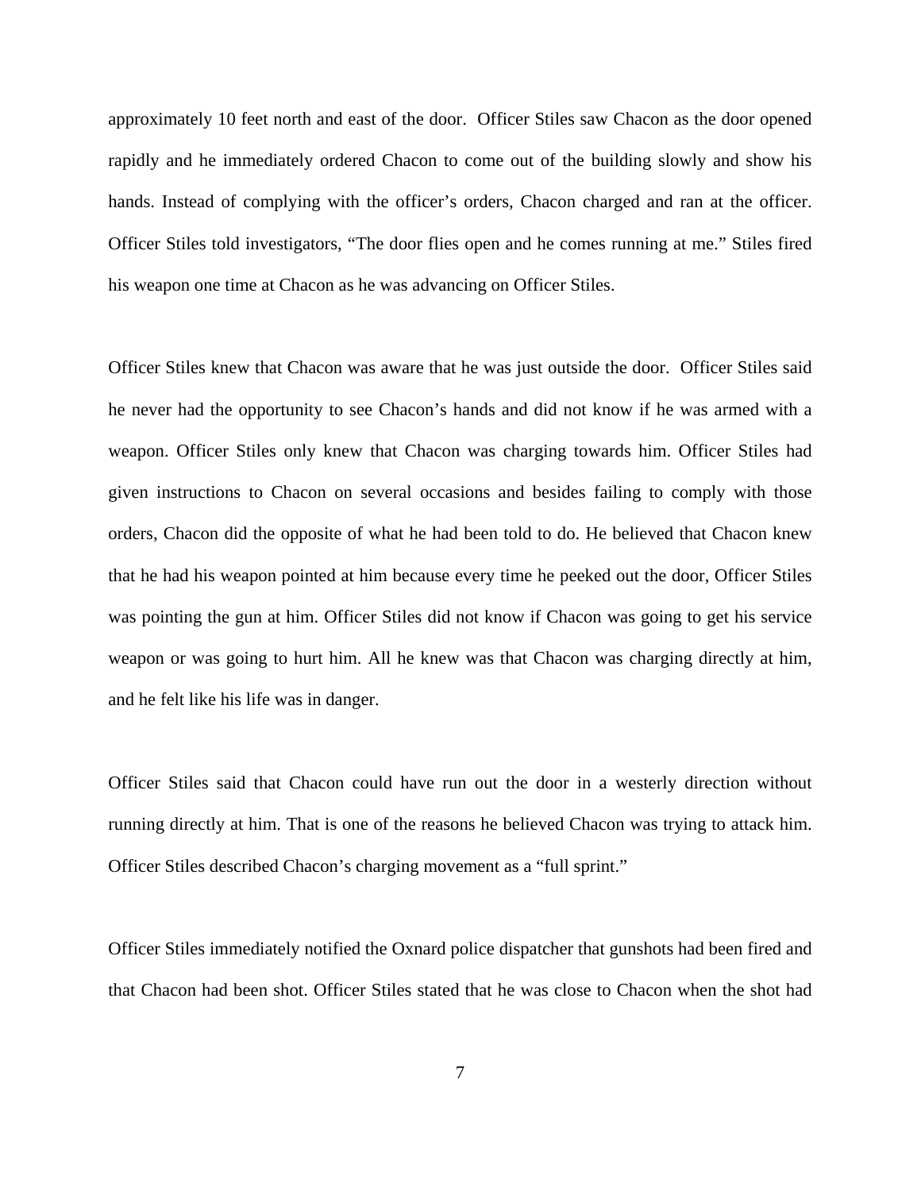approximately 10 feet north and east of the door. Officer Stiles saw Chacon as the door opened rapidly and he immediately ordered Chacon to come out of the building slowly and show his hands. Instead of complying with the officer's orders, Chacon charged and ran at the officer. Officer Stiles told investigators, "The door flies open and he comes running at me." Stiles fired his weapon one time at Chacon as he was advancing on Officer Stiles.

Officer Stiles knew that Chacon was aware that he was just outside the door. Officer Stiles said he never had the opportunity to see Chacon's hands and did not know if he was armed with a weapon. Officer Stiles only knew that Chacon was charging towards him. Officer Stiles had given instructions to Chacon on several occasions and besides failing to comply with those orders, Chacon did the opposite of what he had been told to do. He believed that Chacon knew that he had his weapon pointed at him because every time he peeked out the door, Officer Stiles was pointing the gun at him. Officer Stiles did not know if Chacon was going to get his service weapon or was going to hurt him. All he knew was that Chacon was charging directly at him, and he felt like his life was in danger.

Officer Stiles said that Chacon could have run out the door in a westerly direction without running directly at him. That is one of the reasons he believed Chacon was trying to attack him. Officer Stiles described Chacon's charging movement as a "full sprint."

Officer Stiles immediately notified the Oxnard police dispatcher that gunshots had been fired and that Chacon had been shot. Officer Stiles stated that he was close to Chacon when the shot had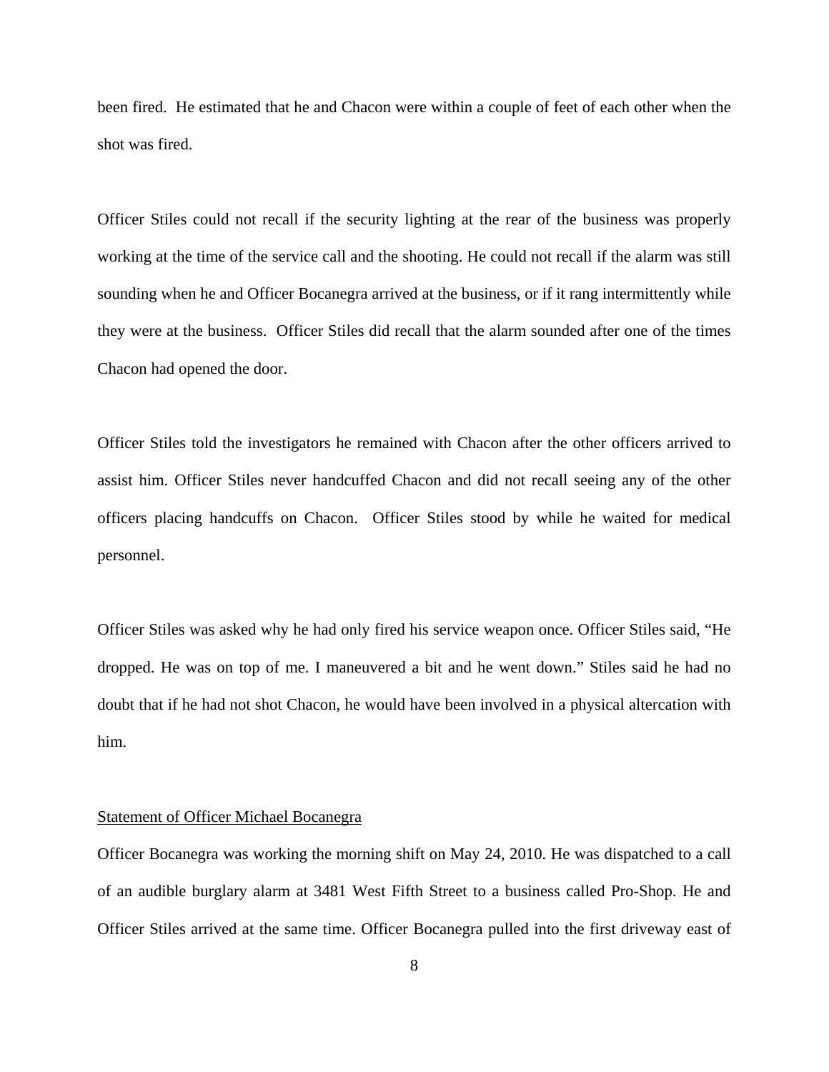been fired. He estimated that he and Chacon were within a couple of feet of each other when the shot was fired.

Officer Stiles could not recall if the security lighting at the rear of the business was properly working at the time of the service call and the shooting. He could not recall if the alarm was still sounding when he and Officer Bocanegra arrived at the business, or if it rang intermittently while they were at the business. Officer Stiles did recall that the alarm sounded after one of the times Chacon had opened the door.

Officer Stiles told the investigators he remained with Chacon after the other officers arrived to assist him. Officer Stiles never handcuffed Chacon and did not recall seeing any of the other officers placing handcuffs on Chacon. Officer Stiles stood by while he waited for medical personnel.

Officer Stiles was asked why he had only fired his service weapon once. Officer Stiles said, "He dropped. He was on top of me. I maneuvered a bit and he went down." Stiles said he had no doubt that if he had not shot Chacon, he would have been involved in a physical altercation with him.

## Statement of Officer Michael Bocanegra

Officer Bocanegra was working the morning shift on May 24, 2010. He was dispatched to a call of an audible burglary alarm at 3481 West Fifth Street to a business called Pro-Shop. He and Officer Stiles arrived at the same time. Officer Bocanegra pulled into the first driveway east of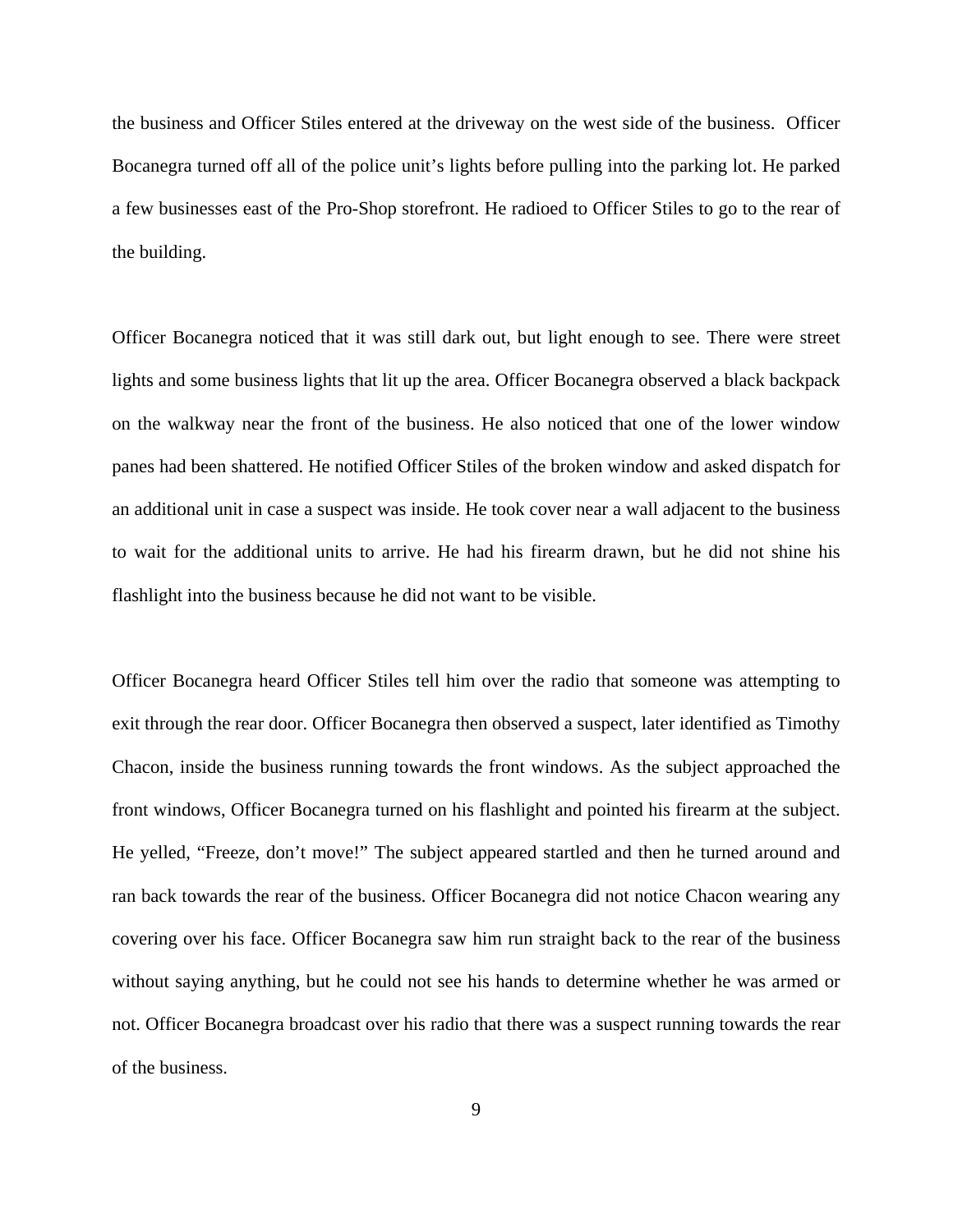the business and Officer Stiles entered at the driveway on the west side of the business. Officer Bocanegra turned off all of the police unit's lights before pulling into the parking lot. He parked a few businesses east of the Pro-Shop storefront. He radioed to Officer Stiles to go to the rear of the building.

Officer Bocanegra noticed that it was still dark out, but light enough to see. There were street lights and some business lights that lit up the area. Officer Bocanegra observed a black backpack on the walkway near the front of the business. He also noticed that one of the lower window panes had been shattered. He notified Officer Stiles of the broken window and asked dispatch for an additional unit in case a suspect was inside. He took cover near a wall adjacent to the business to wait for the additional units to arrive. He had his firearm drawn, but he did not shine his flashlight into the business because he did not want to be visible.

Officer Bocanegra heard Officer Stiles tell him over the radio that someone was attempting to exit through the rear door. Officer Bocanegra then observed a suspect, later identified as Timothy Chacon, inside the business running towards the front windows. As the subject approached the front windows, Officer Bocanegra turned on his flashlight and pointed his firearm at the subject. He yelled, "Freeze, don't move!" The subject appeared startled and then he turned around and ran back towards the rear of the business. Officer Bocanegra did not notice Chacon wearing any covering over his face. Officer Bocanegra saw him run straight back to the rear of the business without saying anything, but he could not see his hands to determine whether he was armed or not. Officer Bocanegra broadcast over his radio that there was a suspect running towards the rear of the business.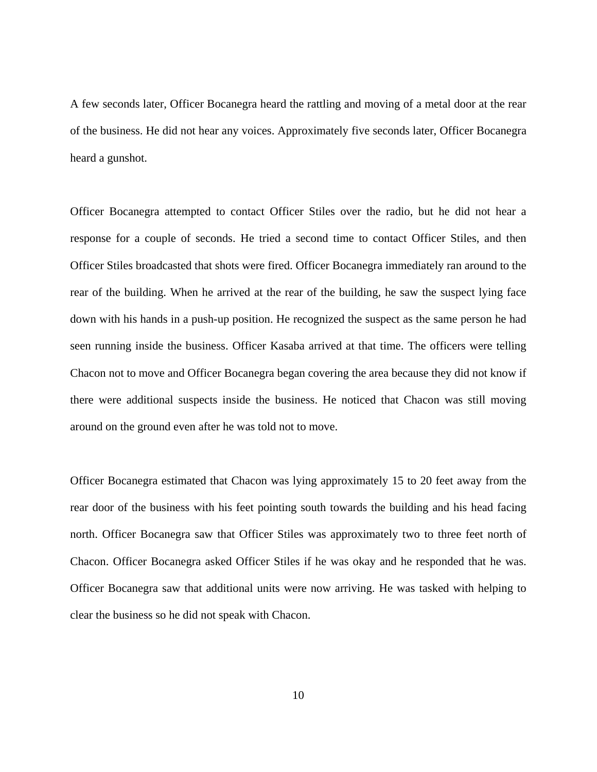A few seconds later, Officer Bocanegra heard the rattling and moving of a metal door at the rear of the business. He did not hear any voices. Approximately five seconds later, Officer Bocanegra heard a gunshot.

Officer Bocanegra attempted to contact Officer Stiles over the radio, but he did not hear a response for a couple of seconds. He tried a second time to contact Officer Stiles, and then Officer Stiles broadcasted that shots were fired. Officer Bocanegra immediately ran around to the rear of the building. When he arrived at the rear of the building, he saw the suspect lying face down with his hands in a push-up position. He recognized the suspect as the same person he had seen running inside the business. Officer Kasaba arrived at that time. The officers were telling Chacon not to move and Officer Bocanegra began covering the area because they did not know if there were additional suspects inside the business. He noticed that Chacon was still moving around on the ground even after he was told not to move.

Officer Bocanegra estimated that Chacon was lying approximately 15 to 20 feet away from the rear door of the business with his feet pointing south towards the building and his head facing north. Officer Bocanegra saw that Officer Stiles was approximately two to three feet north of Chacon. Officer Bocanegra asked Officer Stiles if he was okay and he responded that he was. Officer Bocanegra saw that additional units were now arriving. He was tasked with helping to clear the business so he did not speak with Chacon.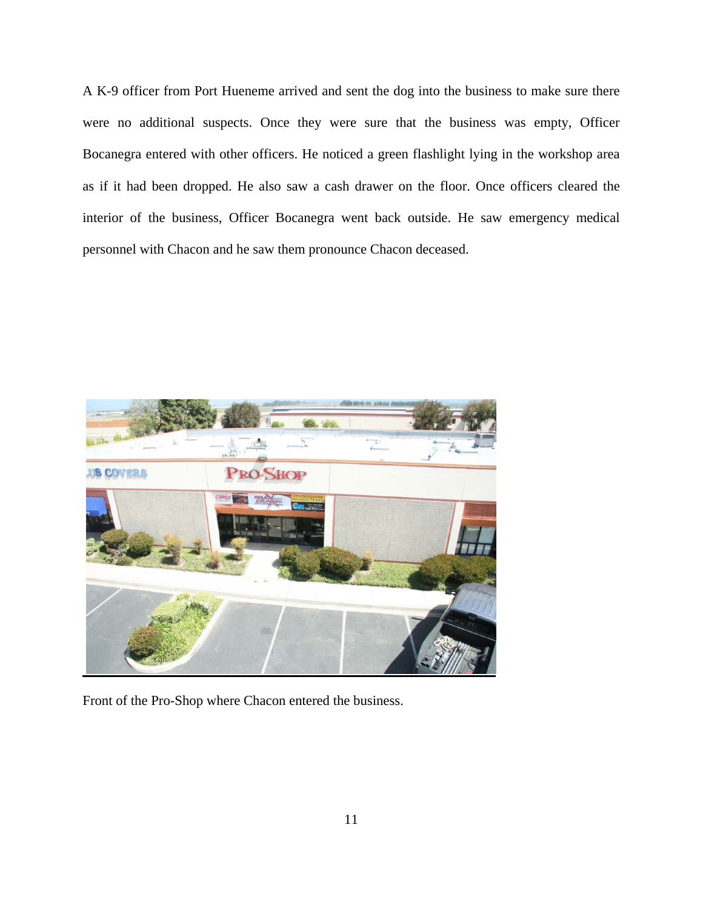A K-9 officer from Port Hueneme arrived and sent the dog into the business to make sure there were no additional suspects. Once they were sure that the business was empty, Officer Bocanegra entered with other officers. He noticed a green flashlight lying in the workshop area as if it had been dropped. He also saw a cash drawer on the floor. Once officers cleared the interior of the business, Officer Bocanegra went back outside. He saw emergency medical personnel with Chacon and he saw them pronounce Chacon deceased.

Front of the Pro-Shop where Chacon entered the business.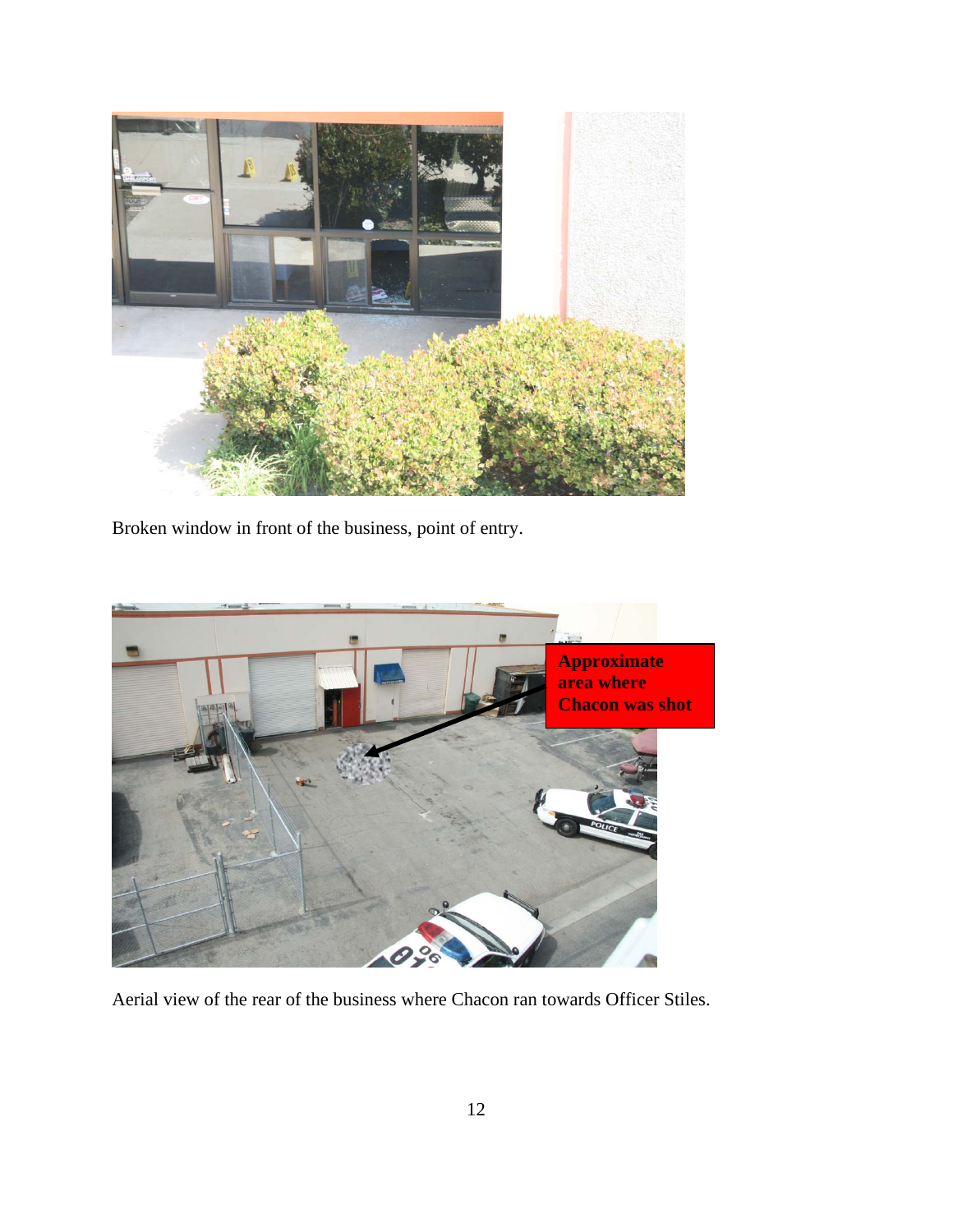Broken window in front of the business, point of entry.

Approximate area where Chacon was shot

Aerial view of the rear of the business where Chacon ran towards Officer Stiles.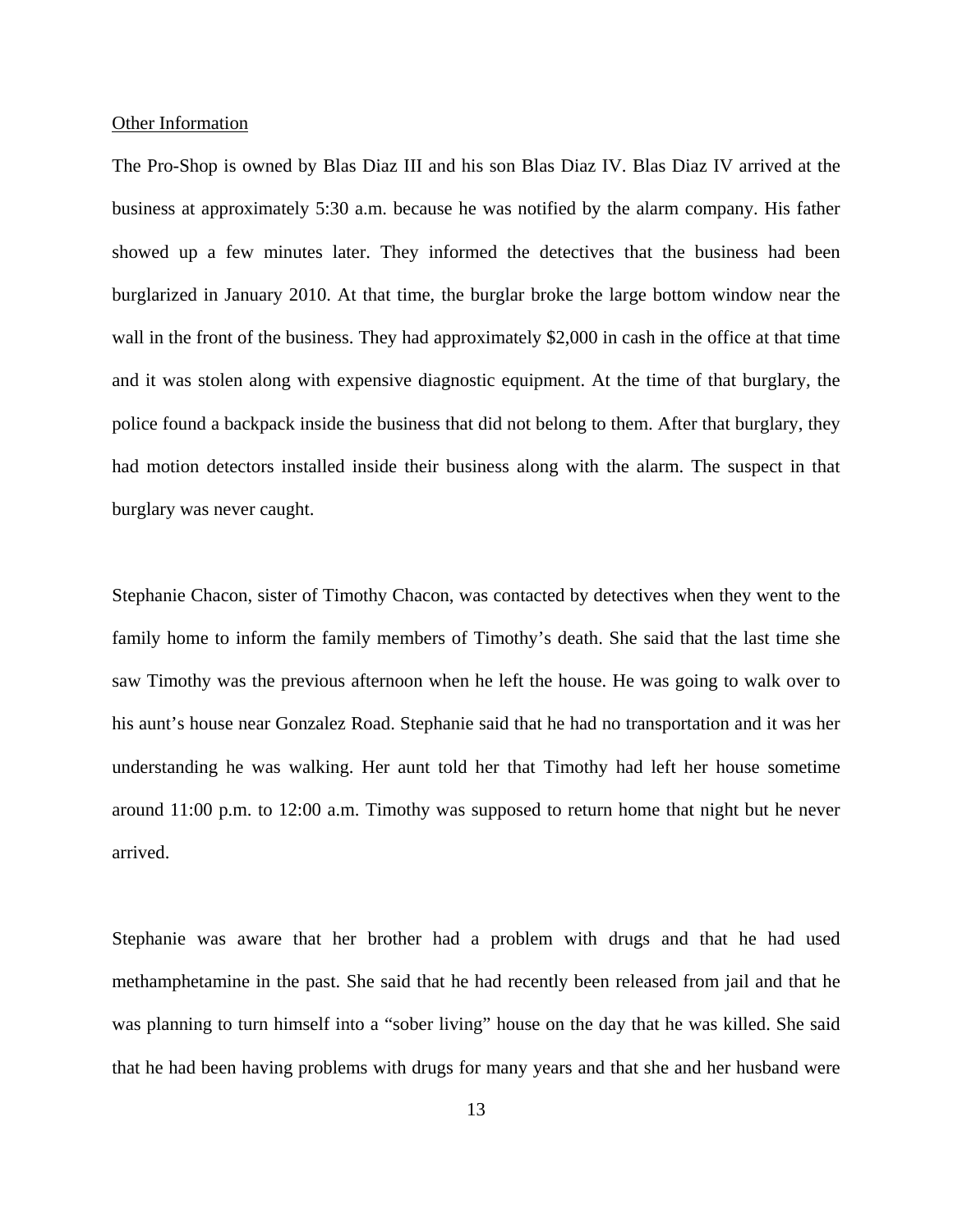<u>Other Information</u>

The Pro-Shop is owned by Blas Diaz III and his son Blas Diaz IV. Blas Diaz IV arrived at the business at approximately 5:30 a.m. because he was notified by the alarm company. His father showed up a few minutes later. They informed the detectives that the business had been burglarized in January 2010. At that time, the burglar broke the large bottom window near the wall in the front of the business. They had approximately $2,000 in cash in the office at that time and it was stolen along with expensive diagnostic equipment. At the time of that burglary, the police found a backpack inside the business that did not belong to them. After that burglary, they had motion detectors installed inside their business along with the alarm. The suspect in that burglary was never caught.

Stephanie Chacon, sister of Timothy Chacon, was contacted by detectives when they went to the family home to inform the family members of Timothy's death. She said that the last time she saw Timothy was the previous afternoon when he left the house. He was going to walk over to his aunt's house near Gonzalez Road. Stephanie said that he had no transportation and it was her understanding he was walking. Her aunt told her that Timothy had left her house sometime around 11:00 p.m. to 12:00 a.m. Timothy was supposed to return home that night but he never arrived.

Stephanie was aware that her brother had a problem with drugs and that he had used methamphetamine in the past. She said that he had recently been released from jail and that he was planning to turn himself into a "sober living" house on the day that he was killed. She said that he had been having problems with drugs for many years and that she and her husband were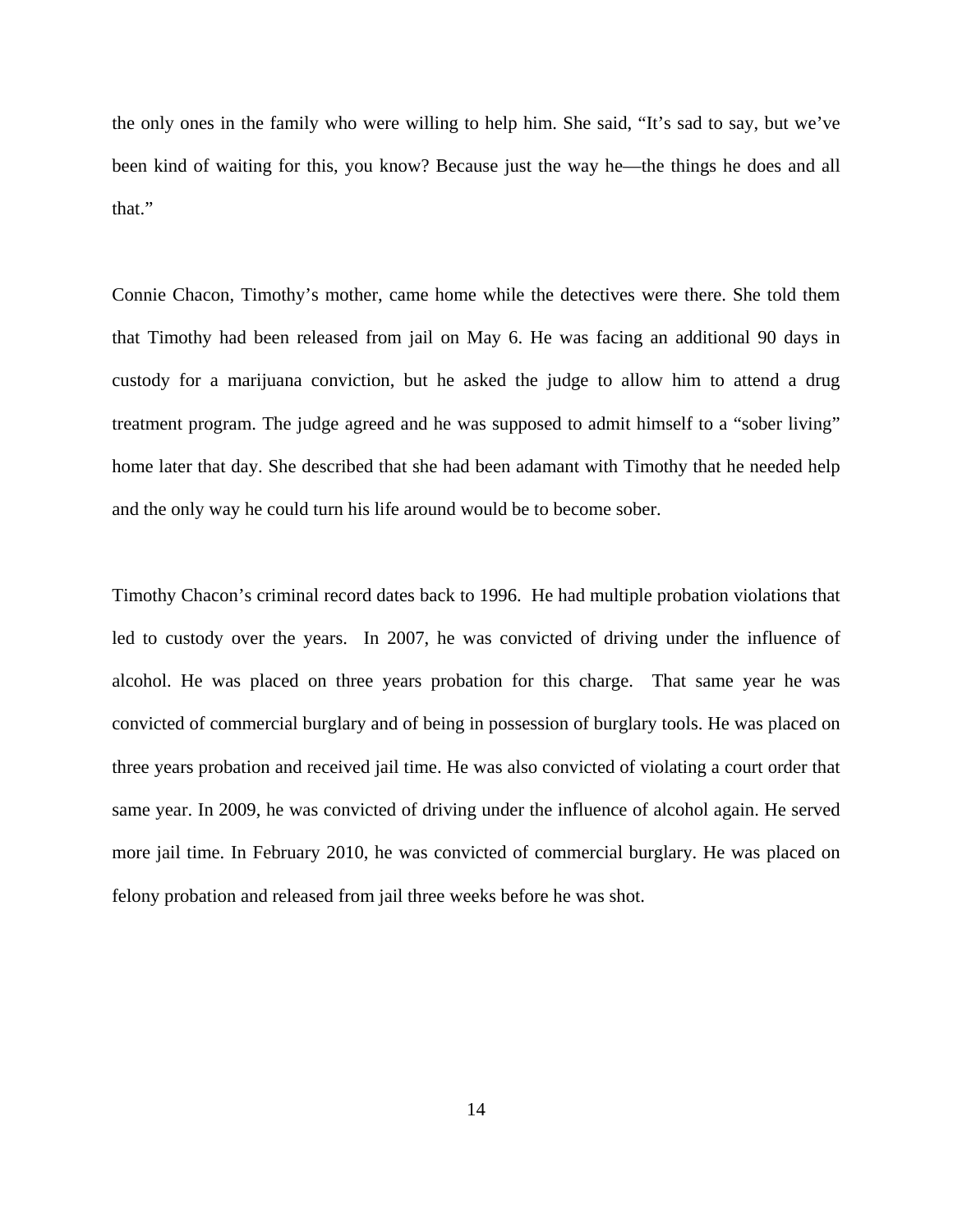the only ones in the family who were willing to help him. She said, "It's sad to say, but we've been kind of waiting for this, you know? Because just the way he—the things he does and all that."

Connie Chacon, Timothy's mother, came home while the detectives were there. She told them that Timothy had been released from jail on May 6. He was facing an additional 90 days in custody for a marijuana conviction, but he asked the judge to allow him to attend a drug treatment program. The judge agreed and he was supposed to admit himself to a "sober living" home later that day. She described that she had been adamant with Timothy that he needed help and the only way he could turn his life around would be to become sober.

Timothy Chacon's criminal record dates back to 1996. He had multiple probation violations that led to custody over the years. In 2007, he was convicted of driving under the influence of alcohol. He was placed on three years probation for this charge. That same year he was convicted of commercial burglary and of being in possession of burglary tools. He was placed on three years probation and received jail time. He was also convicted of violating a court order that same year. In 2009, he was convicted of driving under the influence of alcohol again. He served more jail time. In February 2010, he was convicted of commercial burglary. He was placed on felony probation and released from jail three weeks before he was shot.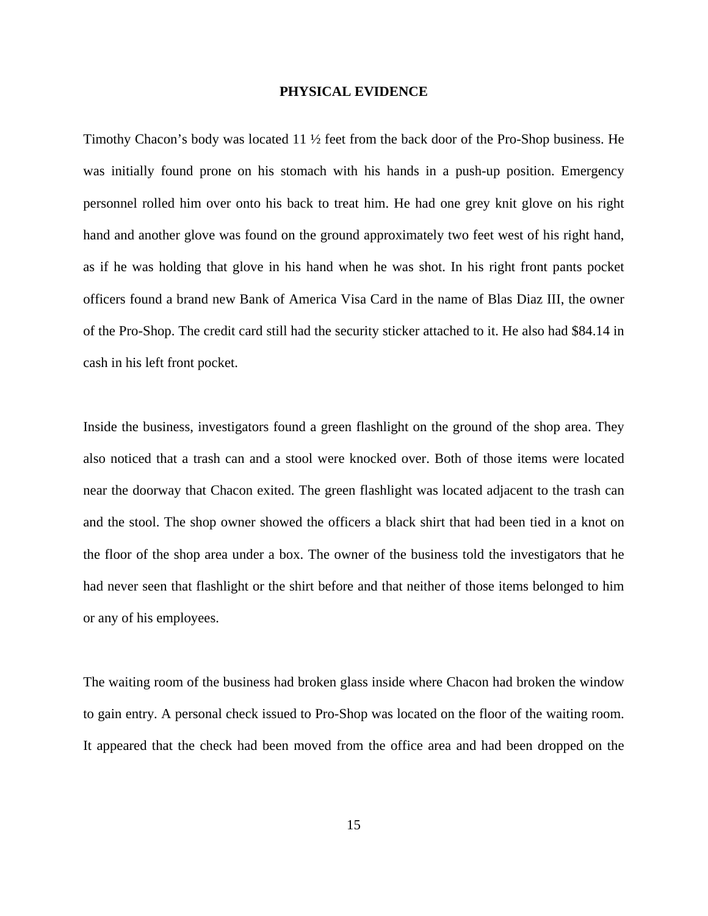## PHYSICAL EVIDENCE

Timothy Chacon's body was located 11 ½ feet from the back door of the Pro-Shop business. He was initially found prone on his stomach with his hands in a push-up position. Emergency personnel rolled him over onto his back to treat him. He had one grey knit glove on his right hand and another glove was found on the ground approximately two feet west of his right hand, as if he was holding that glove in his hand when he was shot. In his right front pants pocket officers found a brand new Bank of America Visa Card in the name of Blas Diaz III, the owner of the Pro-Shop. The credit card still had the security sticker attached to it. He also had $84.14 in cash in his left front pocket.

Inside the business, investigators found a green flashlight on the ground of the shop area. They also noticed that a trash can and a stool were knocked over. Both of those items were located near the doorway that Chacon exited. The green flashlight was located adjacent to the trash can and the stool. The shop owner showed the officers a black shirt that had been tied in a knot on the floor of the shop area under a box. The owner of the business told the investigators that he had never seen that flashlight or the shirt before and that neither of those items belonged to him or any of his employees.

The waiting room of the business had broken glass inside where Chacon had broken the window to gain entry. A personal check issued to Pro-Shop was located on the floor of the waiting room. It appeared that the check had been moved from the office area and had been dropped on the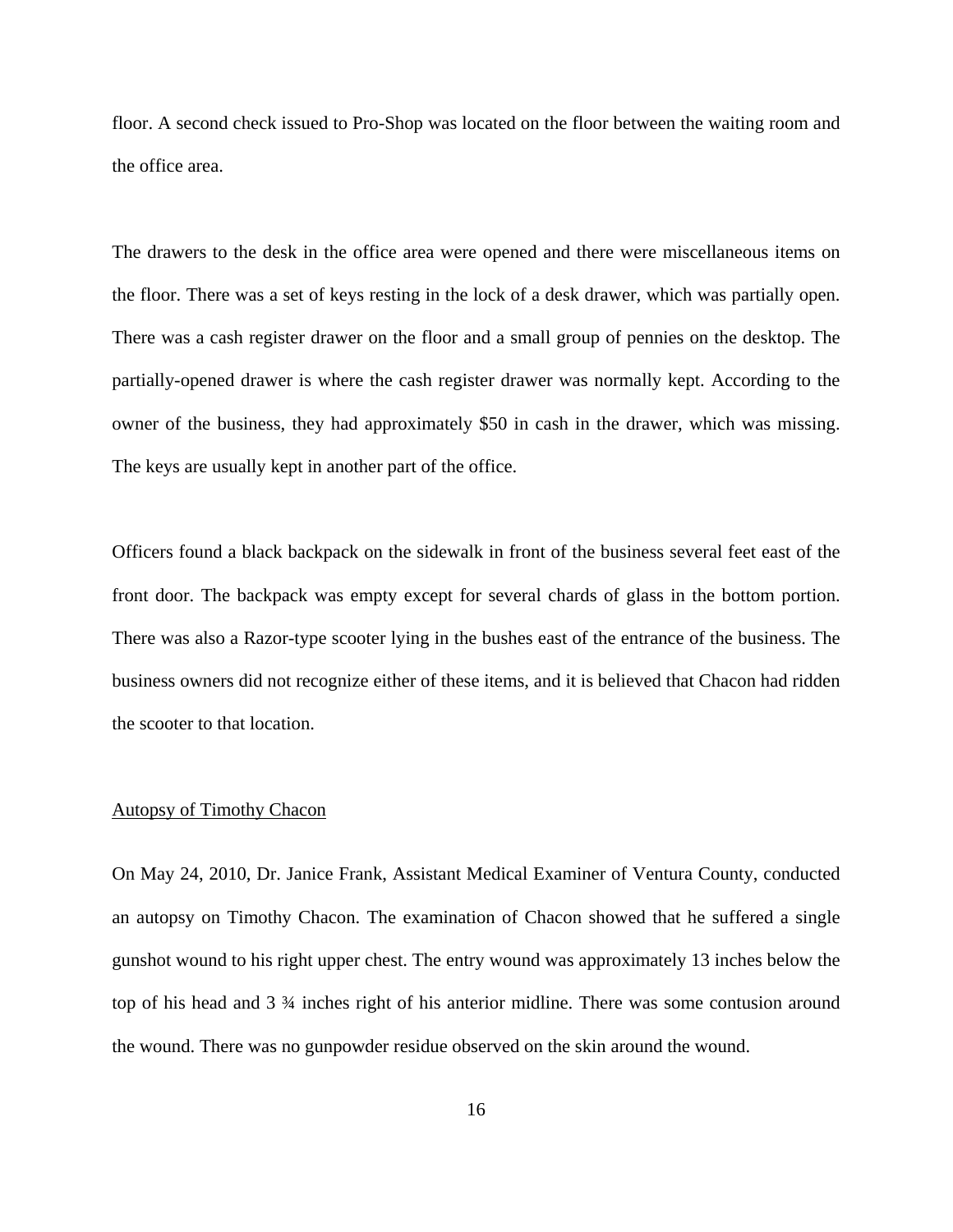floor. A second check issued to Pro-Shop was located on the floor between the waiting room and the office area.

The drawers to the desk in the office area were opened and there were miscellaneous items on the floor. There was a set of keys resting in the lock of a desk drawer, which was partially open. There was a cash register drawer on the floor and a small group of pennies on the desktop. The partially-opened drawer is where the cash register drawer was normally kept. According to the owner of the business, they had approximately $50 in cash in the drawer, which was missing. The keys are usually kept in another part of the office.

Officers found a black backpack on the sidewalk in front of the business several feet east of the front door. The backpack was empty except for several chards of glass in the bottom portion. There was also a Razor-type scooter lying in the bushes east of the entrance of the business. The business owners did not recognize either of these items, and it is believed that Chacon had ridden the scooter to that location.

<u>Autopsy of Timothy Chacon</u>

On May 24, 2010, Dr. Janice Frank, Assistant Medical Examiner of Ventura County, conducted an autopsy on Timothy Chacon. The examination of Chacon showed that he suffered a single gunshot wound to his right upper chest. The entry wound was approximately 13 inches below the top of his head and 3 ¾ inches right of his anterior midline. There was some contusion around the wound. There was no gunpowder residue observed on the skin around the wound.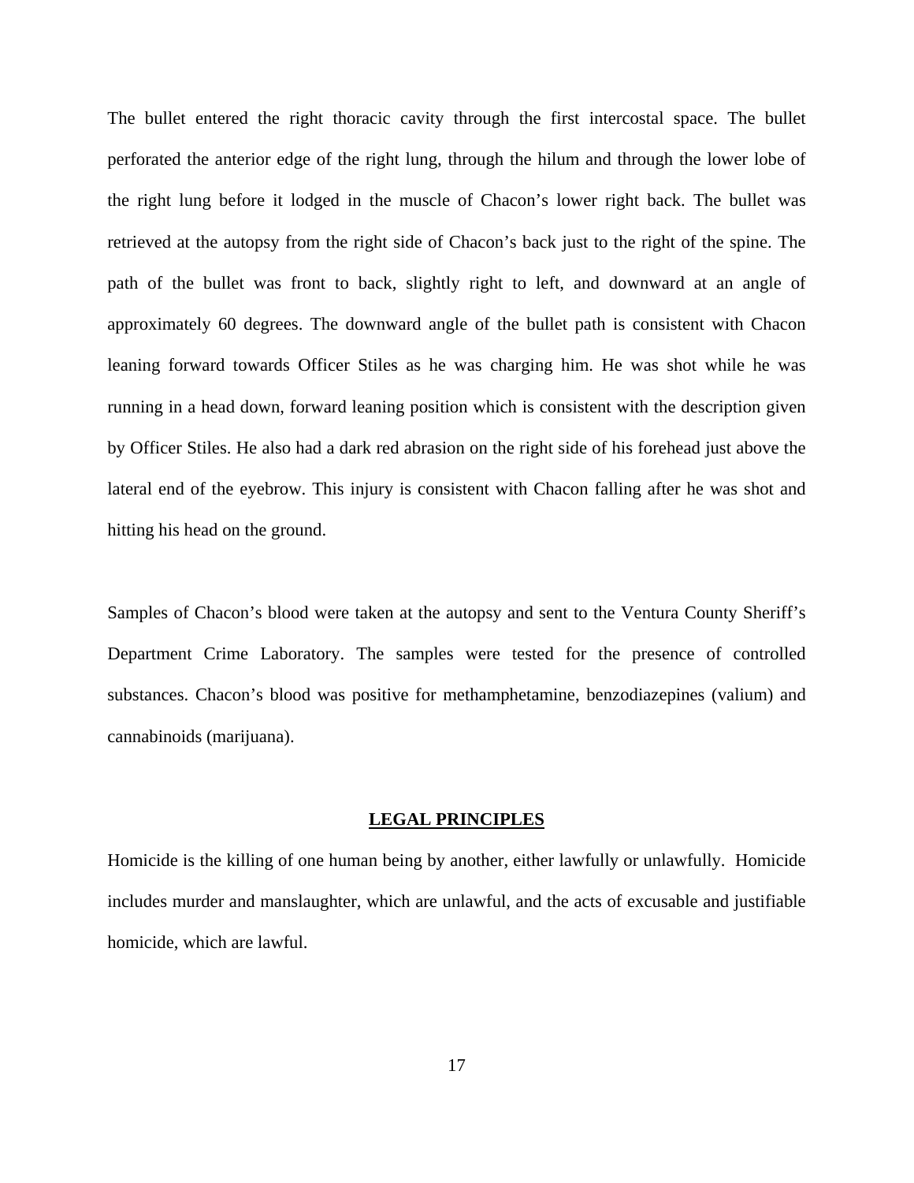The bullet entered the right thoracic cavity through the first intercostal space. The bullet perforated the anterior edge of the right lung, through the hilum and through the lower lobe of the right lung before it lodged in the muscle of Chacon's lower right back. The bullet was retrieved at the autopsy from the right side of Chacon's back just to the right of the spine. The path of the bullet was front to back, slightly right to left, and downward at an angle of approximately 60 degrees. The downward angle of the bullet path is consistent with Chacon leaning forward towards Officer Stiles as he was charging him. He was shot while he was running in a head down, forward leaning position which is consistent with the description given by Officer Stiles. He also had a dark red abrasion on the right side of his forehead just above the lateral end of the eyebrow. This injury is consistent with Chacon falling after he was shot and hitting his head on the ground.

Samples of Chacon's blood were taken at the autopsy and sent to the Ventura County Sheriff's Department Crime Laboratory. The samples were tested for the presence of controlled substances. Chacon's blood was positive for methamphetamine, benzodiazepines (valium) and cannabinoids (marijuana).

## LEGAL PRINCIPLES

Homicide is the killing of one human being by another, either lawfully or unlawfully. Homicide includes murder and manslaughter, which are unlawful, and the acts of excusable and justifiable homicide, which are lawful.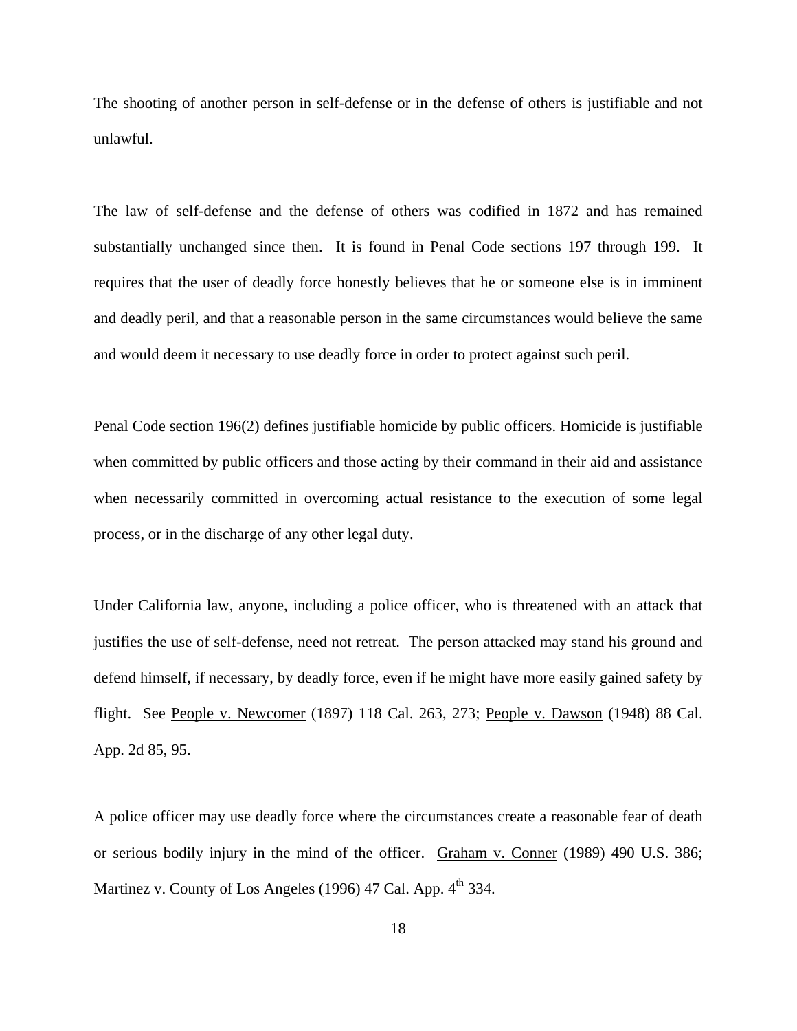The shooting of another person in self-defense or in the defense of others is justifiable and not unlawful.

The law of self-defense and the defense of others was codified in 1872 and has remained substantially unchanged since then. It is found in Penal Code sections 197 through 199. It requires that the user of deadly force honestly believes that he or someone else is in imminent and deadly peril, and that a reasonable person in the same circumstances would believe the same and would deem it necessary to use deadly force in order to protect against such peril.

Penal Code section 196(2) defines justifiable homicide by public officers. Homicide is justifiable when committed by public officers and those acting by their command in their aid and assistance when necessarily committed in overcoming actual resistance to the execution of some legal process, or in the discharge of any other legal duty.

Under California law, anyone, including a police officer, who is threatened with an attack that justifies the use of self-defense, need not retreat. The person attacked may stand his ground and defend himself, if necessary, by deadly force, even if he might have more easily gained safety by flight. See People v. Newcomer (1897) 118 Cal. 263, 273; People v. Dawson (1948) 88 Cal. App. 2d 85, 95.

A police officer may use deadly force where the circumstances create a reasonable fear of death or serious bodily injury in the mind of the officer. Graham v. Conner (1989) 490 U.S. 386; Martinez v. County of Los Angeles (1996) 47 Cal. App. 4th 334.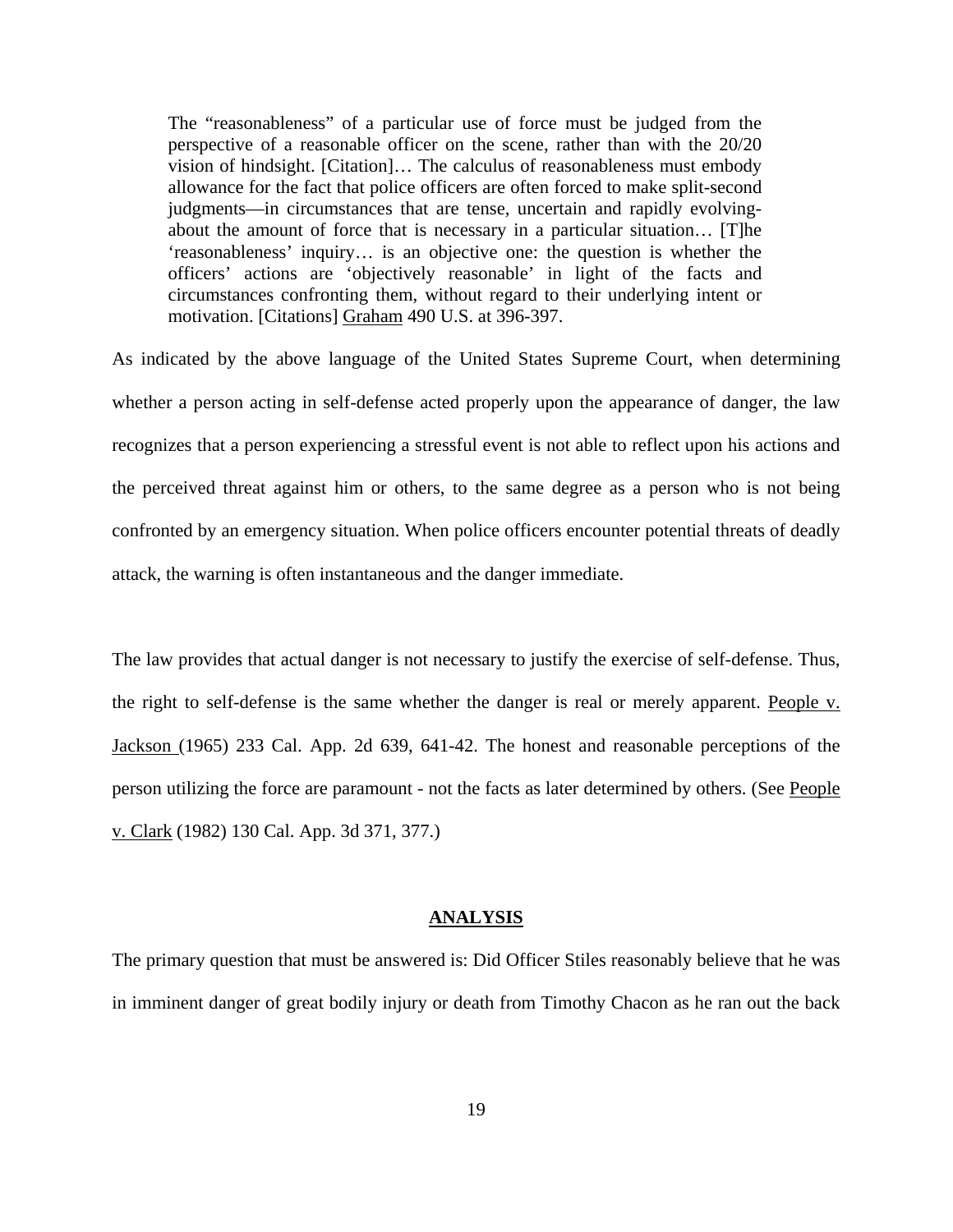> The "reasonableness" of a particular use of force must be judged from the perspective of a reasonable officer on the scene, rather than with the 20/20 vision of hindsight. [Citation]… The calculus of reasonableness must embody allowance for the fact that police officers are often forced to make split-second judgments—in circumstances that are tense, uncertain and rapidly evolving- about the amount of force that is necessary in a particular situation… [T]he 'reasonableness' inquiry… is an objective one: the question is whether the officers' actions are 'objectively reasonable' in light of the facts and circumstances confronting them, without regard to their underlying intent or motivation. [Citations] Graham 490 U.S. at 396-397.

As indicated by the above language of the United States Supreme Court, when determining whether a person acting in self-defense acted properly upon the appearance of danger, the law recognizes that a person experiencing a stressful event is not able to reflect upon his actions and the perceived threat against him or others, to the same degree as a person who is not being confronted by an emergency situation. When police officers encounter potential threats of deadly attack, the warning is often instantaneous and the danger immediate.

The law provides that actual danger is not necessary to justify the exercise of self-defense. Thus, the right to self-defense is the same whether the danger is real or merely apparent. People v. Jackson (1965) 233 Cal. App. 2d 639, 641-42. The honest and reasonable perceptions of the person utilizing the force are paramount - not the facts as later determined by others. (See People v. Clark (1982) 130 Cal. App. 3d 371, 377.)

## ANALYSIS

The primary question that must be answered is: Did Officer Stiles reasonably believe that he was in imminent danger of great bodily injury or death from Timothy Chacon as he ran out the back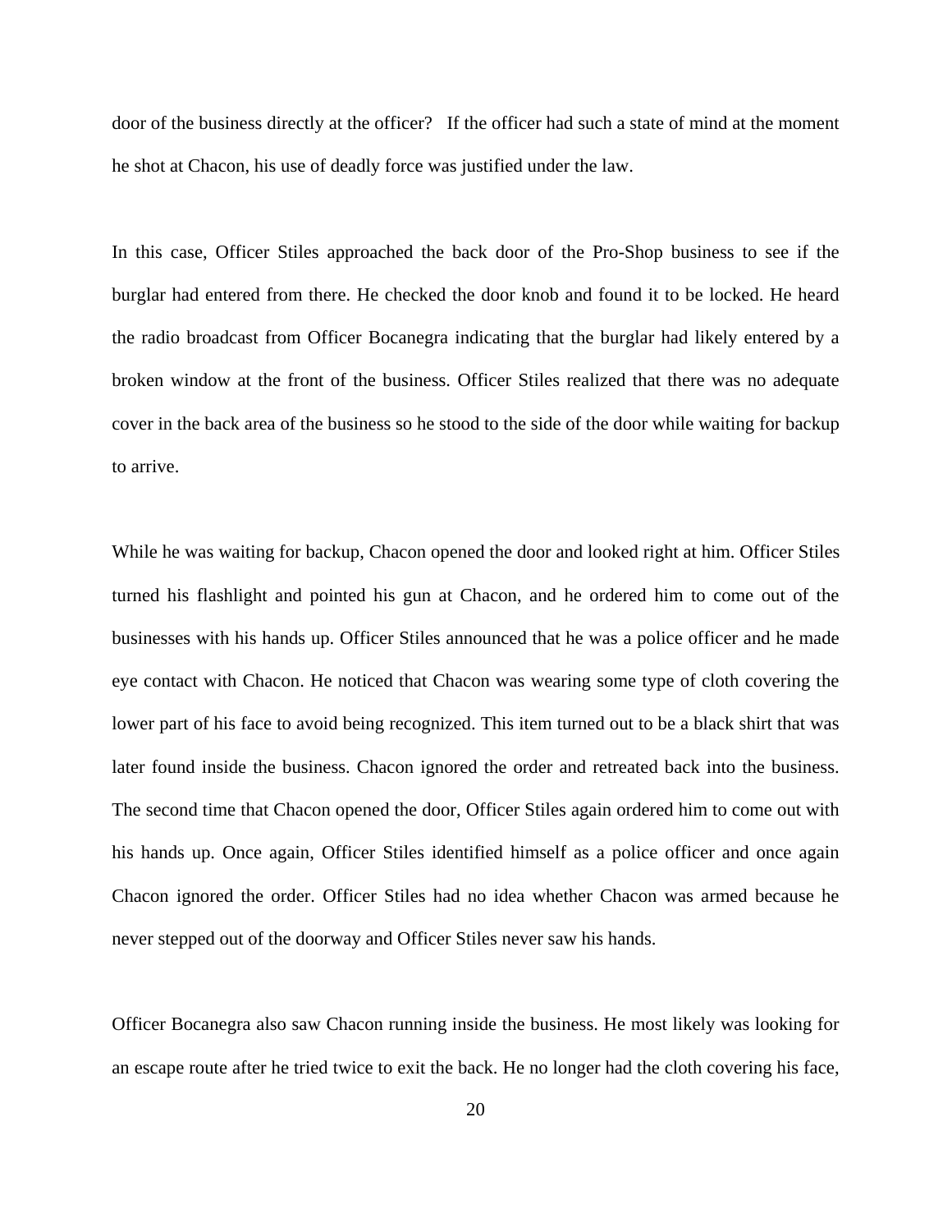door of the business directly at the officer? If the officer had such a state of mind at the moment he shot at Chacon, his use of deadly force was justified under the law.

In this case, Officer Stiles approached the back door of the Pro-Shop business to see if the burglar had entered from there. He checked the door knob and found it to be locked. He heard the radio broadcast from Officer Bocanegra indicating that the burglar had likely entered by a broken window at the front of the business. Officer Stiles realized that there was no adequate cover in the back area of the business so he stood to the side of the door while waiting for backup to arrive.

While he was waiting for backup, Chacon opened the door and looked right at him. Officer Stiles turned his flashlight and pointed his gun at Chacon, and he ordered him to come out of the businesses with his hands up. Officer Stiles announced that he was a police officer and he made eye contact with Chacon. He noticed that Chacon was wearing some type of cloth covering the lower part of his face to avoid being recognized. This item turned out to be a black shirt that was later found inside the business. Chacon ignored the order and retreated back into the business. The second time that Chacon opened the door, Officer Stiles again ordered him to come out with his hands up. Once again, Officer Stiles identified himself as a police officer and once again Chacon ignored the order. Officer Stiles had no idea whether Chacon was armed because he never stepped out of the doorway and Officer Stiles never saw his hands.

Officer Bocanegra also saw Chacon running inside the business. He most likely was looking for an escape route after he tried twice to exit the back. He no longer had the cloth covering his face,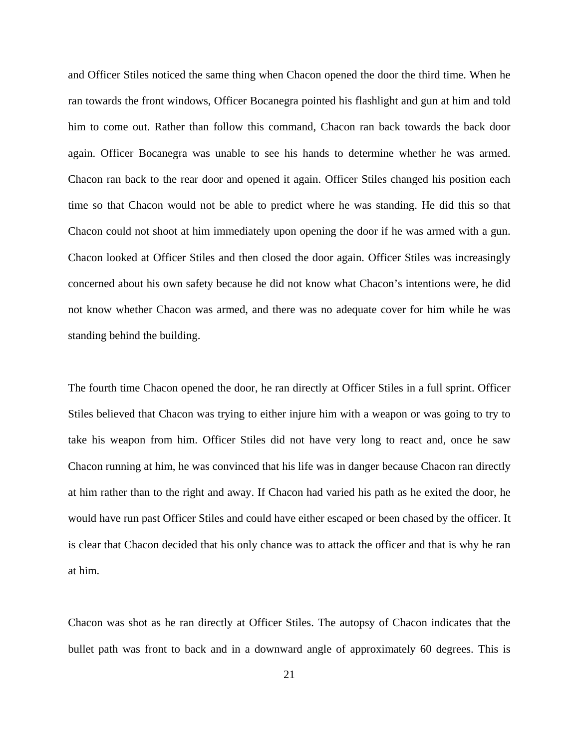and Officer Stiles noticed the same thing when Chacon opened the door the third time. When he ran towards the front windows, Officer Bocanegra pointed his flashlight and gun at him and told him to come out. Rather than follow this command, Chacon ran back towards the back door again. Officer Bocanegra was unable to see his hands to determine whether he was armed. Chacon ran back to the rear door and opened it again. Officer Stiles changed his position each time so that Chacon would not be able to predict where he was standing. He did this so that Chacon could not shoot at him immediately upon opening the door if he was armed with a gun. Chacon looked at Officer Stiles and then closed the door again. Officer Stiles was increasingly concerned about his own safety because he did not know what Chacon's intentions were, he did not know whether Chacon was armed, and there was no adequate cover for him while he was standing behind the building.

The fourth time Chacon opened the door, he ran directly at Officer Stiles in a full sprint. Officer Stiles believed that Chacon was trying to either injure him with a weapon or was going to try to take his weapon from him. Officer Stiles did not have very long to react and, once he saw Chacon running at him, he was convinced that his life was in danger because Chacon ran directly at him rather than to the right and away. If Chacon had varied his path as he exited the door, he would have run past Officer Stiles and could have either escaped or been chased by the officer. It is clear that Chacon decided that his only chance was to attack the officer and that is why he ran at him.

Chacon was shot as he ran directly at Officer Stiles. The autopsy of Chacon indicates that the bullet path was front to back and in a downward angle of approximately 60 degrees. This is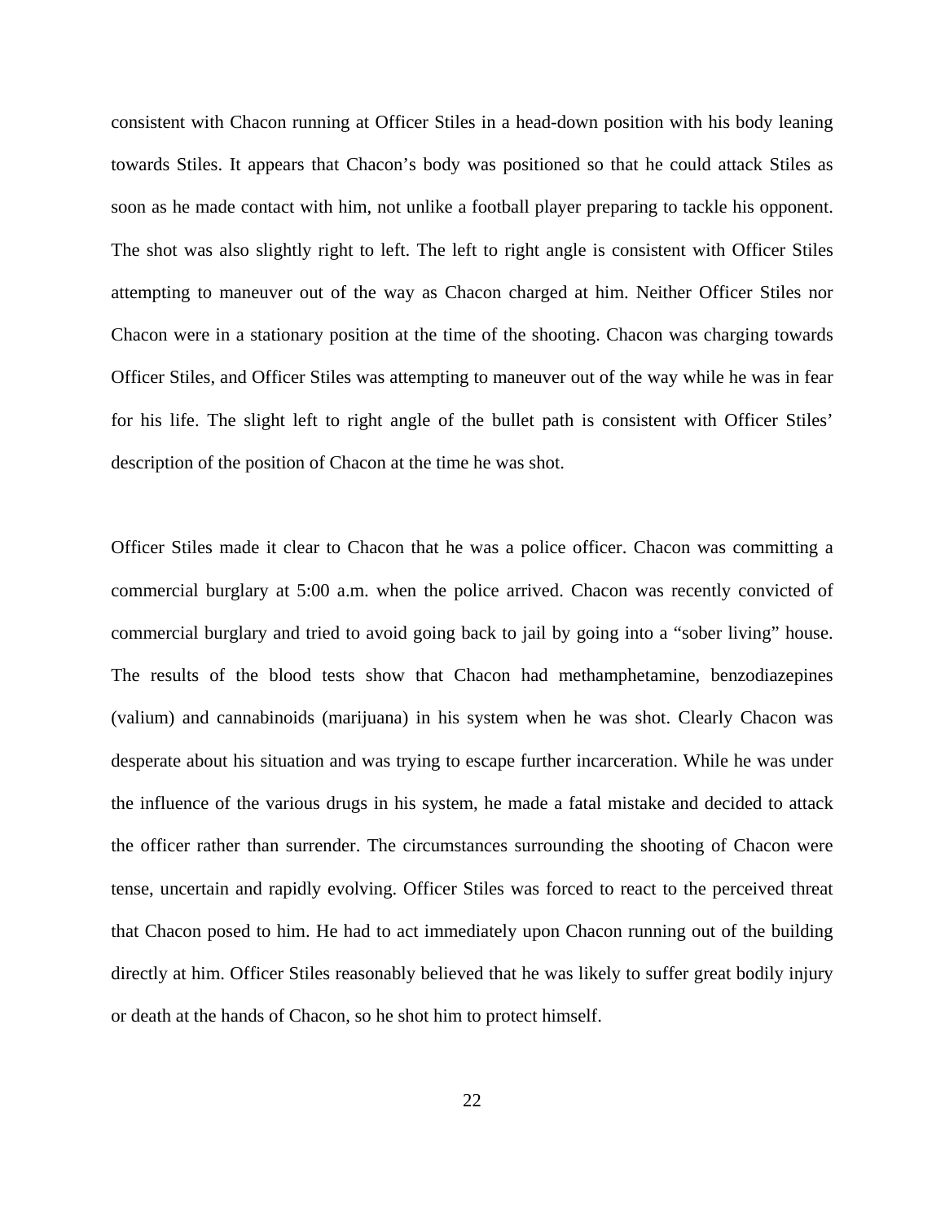consistent with Chacon running at Officer Stiles in a head-down position with his body leaning towards Stiles. It appears that Chacon's body was positioned so that he could attack Stiles as soon as he made contact with him, not unlike a football player preparing to tackle his opponent. The shot was also slightly right to left. The left to right angle is consistent with Officer Stiles attempting to maneuver out of the way as Chacon charged at him. Neither Officer Stiles nor Chacon were in a stationary position at the time of the shooting. Chacon was charging towards Officer Stiles, and Officer Stiles was attempting to maneuver out of the way while he was in fear for his life. The slight left to right angle of the bullet path is consistent with Officer Stiles' description of the position of Chacon at the time he was shot.

Officer Stiles made it clear to Chacon that he was a police officer. Chacon was committing a commercial burglary at 5:00 a.m. when the police arrived. Chacon was recently convicted of commercial burglary and tried to avoid going back to jail by going into a "sober living" house. The results of the blood tests show that Chacon had methamphetamine, benzodiazepines (valium) and cannabinoids (marijuana) in his system when he was shot. Clearly Chacon was desperate about his situation and was trying to escape further incarceration. While he was under the influence of the various drugs in his system, he made a fatal mistake and decided to attack the officer rather than surrender. The circumstances surrounding the shooting of Chacon were tense, uncertain and rapidly evolving. Officer Stiles was forced to react to the perceived threat that Chacon posed to him. He had to act immediately upon Chacon running out of the building directly at him. Officer Stiles reasonably believed that he was likely to suffer great bodily injury or death at the hands of Chacon, so he shot him to protect himself.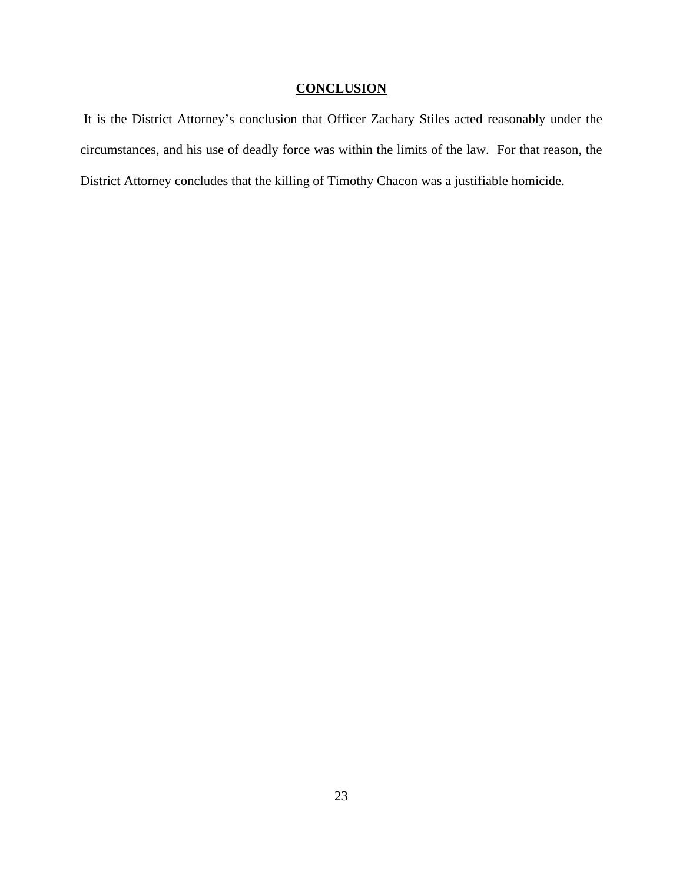## CONCLUSION

It is the District Attorney's conclusion that Officer Zachary Stiles acted reasonably under the circumstances, and his use of deadly force was within the limits of the law. For that reason, the District Attorney concludes that the killing of Timothy Chacon was a justifiable homicide.